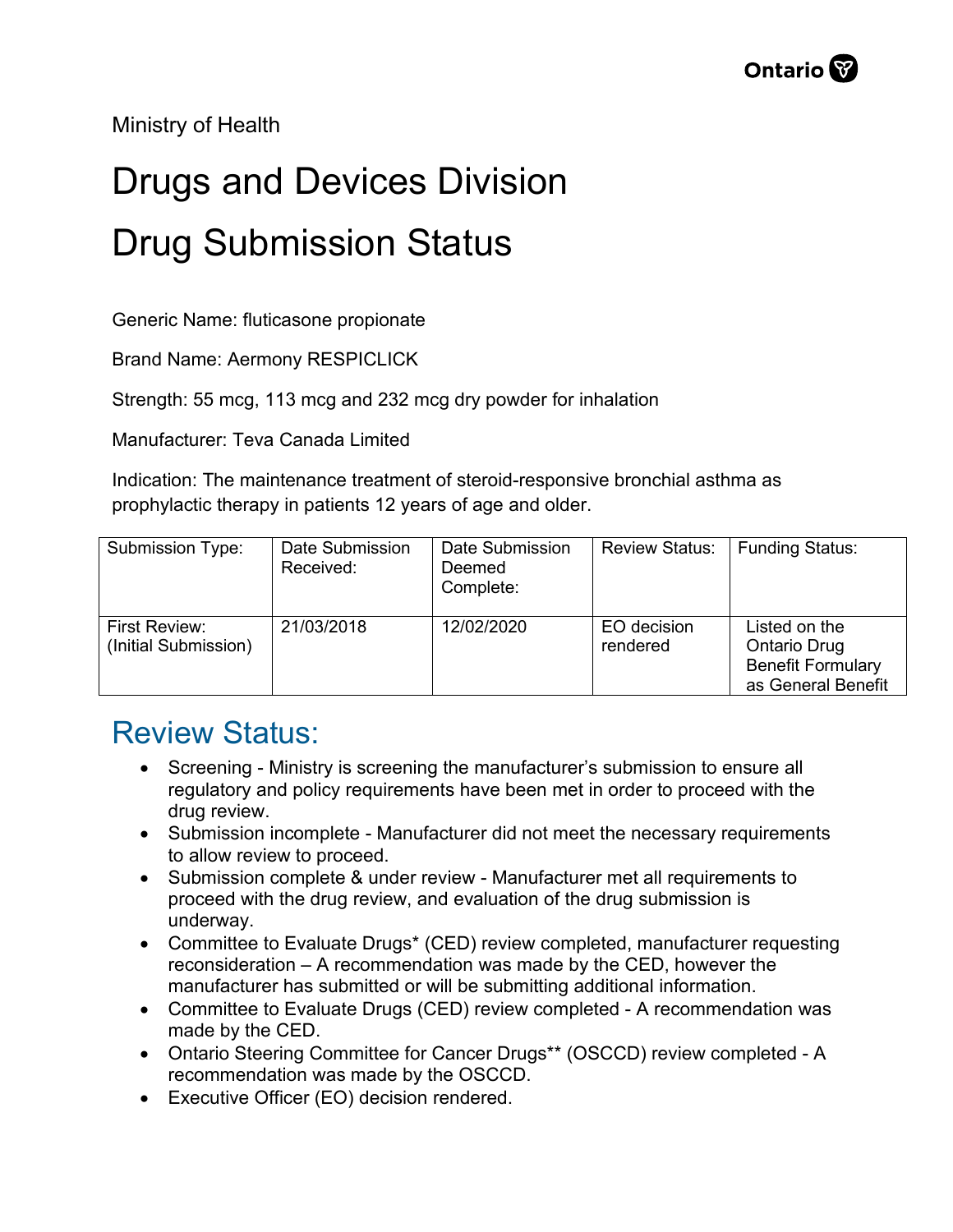Ministry of Health

# Drugs and Devices Division

# Drug Submission Status

Generic Name: fluticasone propionate

Brand Name: Aermony RESPICLICK

Strength: 55 mcg, 113 mcg and 232 mcg dry powder for inhalation

Manufacturer: Teva Canada Limited

Indication: The maintenance treatment of steroid-responsive bronchial asthma as prophylactic therapy in patients 12 years of age and older.

| Submission Type: | Date Submission Received: | Date Submission Deemed Complete: | Review Status: | Funding Status: |
|---|---|---|---|---|
| First Review: (Initial Submission) | 21/03/2018 | 12/02/2020 | EO decision rendered | Listed on the Ontario Drug Benefit Formulary as General Benefit |

## Review Status:

- Screening - Ministry is screening the manufacturer's submission to ensure all regulatory and policy requirements have been met in order to proceed with the drug review.
- Submission incomplete - Manufacturer did not meet the necessary requirements to allow review to proceed.
- Submission complete & under review - Manufacturer met all requirements to proceed with the drug review, and evaluation of the drug submission is underway.
- Committee to Evaluate Drugs* (CED) review completed, manufacturer requesting reconsideration – A recommendation was made by the CED, however the manufacturer has submitted or will be submitting additional information.
- Committee to Evaluate Drugs (CED) review completed - A recommendation was made by the CED.
- Ontario Steering Committee for Cancer Drugs** (OSCCD) review completed - A recommendation was made by the OSCCD.
- Executive Officer (EO) decision rendered.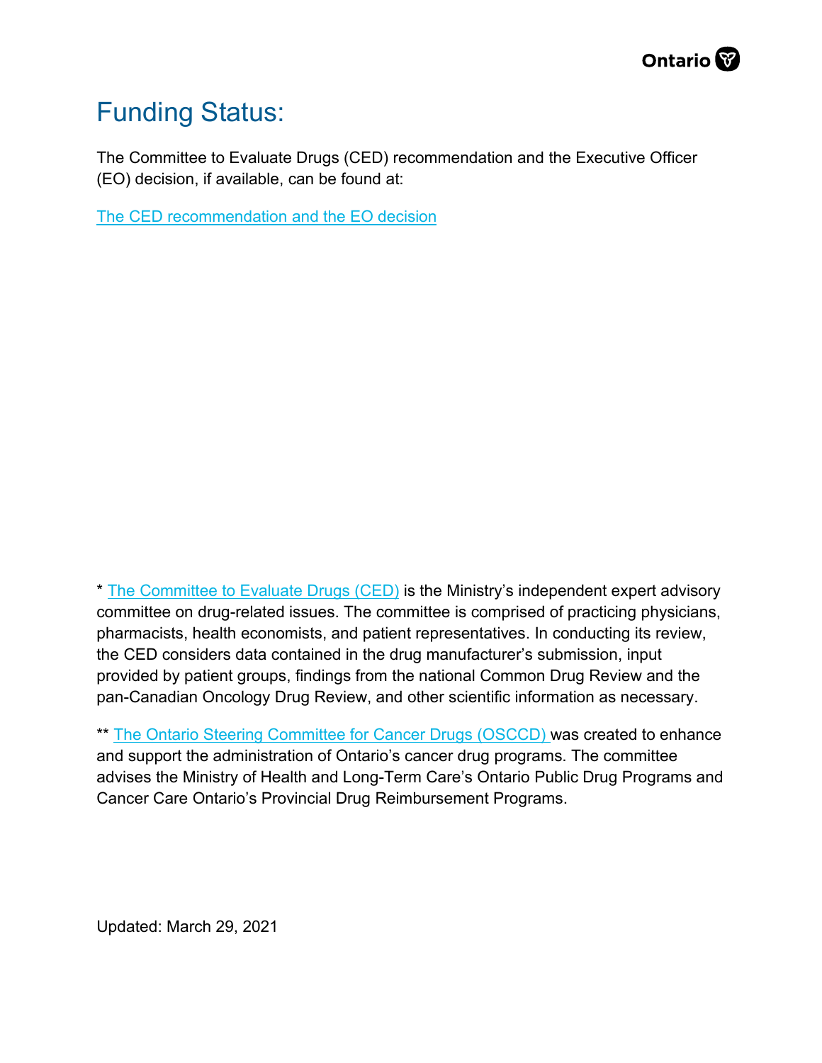# Funding Status:

The Committee to Evaluate Drugs (CED) recommendation and the Executive Officer (EO) decision, if available, can be found at:

The CED recommendation and the EO decision

* The Committee to Evaluate Drugs (CED) is the Ministry's independent expert advisory committee on drug-related issues. The committee is comprised of practicing physicians, pharmacists, health economists, and patient representatives. In conducting its review, the CED considers data contained in the drug manufacturer's submission, input provided by patient groups, findings from the national Common Drug Review and the pan-Canadian Oncology Drug Review, and other scientific information as necessary.

** The Ontario Steering Committee for Cancer Drugs (OSCCD) was created to enhance and support the administration of Ontario's cancer drug programs. The committee advises the Ministry of Health and Long-Term Care's Ontario Public Drug Programs and Cancer Care Ontario's Provincial Drug Reimbursement Programs.

Updated: March 29, 2021